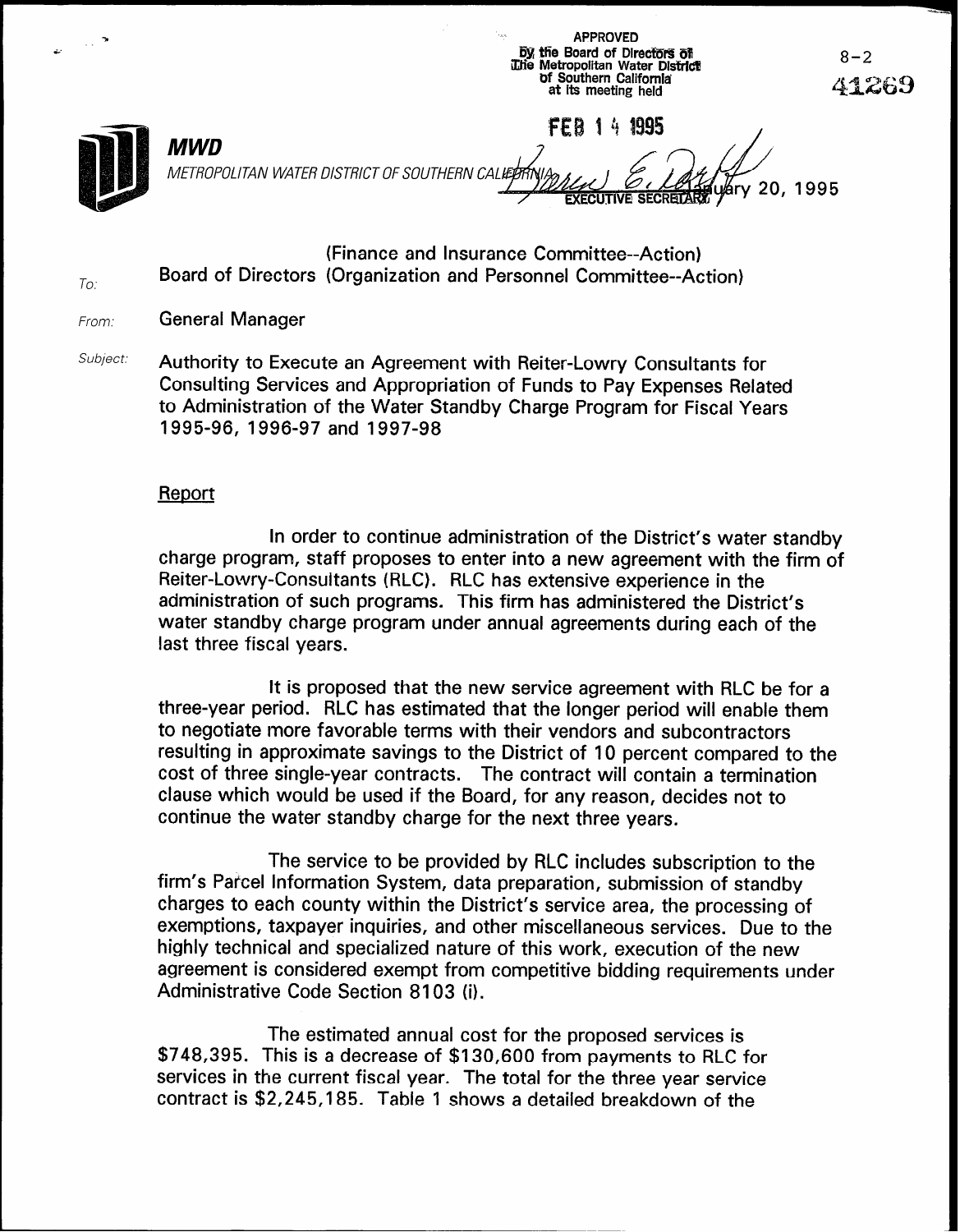APPROVED
by the Board of Directors of
The Metropolitan Water District
of Southern California
at its meeting held

FEB 14 1995

EXECUTIVE SECRETARY

8-2

41269

**MWD**

METROPOLITAN WATER DISTRICT OF SOUTHERN CALIFORNIA

January 20, 1995

To: Board of Directors (Finance and Insurance Committee--Action)
(Organization and Personnel Committee--Action)

From: General Manager

Subject: Authority to Execute an Agreement with Reiter-Lowry Consultants for Consulting Services and Appropriation of Funds to Pay Expenses Related to Administration of the Water Standby Charge Program for Fiscal Years 1995-96, 1996-97 and 1997-98

Report

In order to continue administration of the District's water standby charge program, staff proposes to enter into a new agreement with the firm of Reiter-Lowry-Consultants (RLC). RLC has extensive experience in the administration of such programs. This firm has administered the District's water standby charge program under annual agreements during each of the last three fiscal years.

It is proposed that the new service agreement with RLC be for a three-year period. RLC has estimated that the longer period will enable them to negotiate more favorable terms with their vendors and subcontractors resulting in approximate savings to the District of 10 percent compared to the cost of three single-year contracts. The contract will contain a termination clause which would be used if the Board, for any reason, decides not to continue the water standby charge for the next three years.

The service to be provided by RLC includes subscription to the firm's Parcel Information System, data preparation, submission of standby charges to each county within the District's service area, the processing of exemptions, taxpayer inquiries, and other miscellaneous services. Due to the highly technical and specialized nature of this work, execution of the new agreement is considered exempt from competitive bidding requirements under Administrative Code Section 8103 (i).

The estimated annual cost for the proposed services is $748,395. This is a decrease of $130,600 from payments to RLC for services in the current fiscal year. The total for the three year service contract is $2,245,185. Table 1 shows a detailed breakdown of the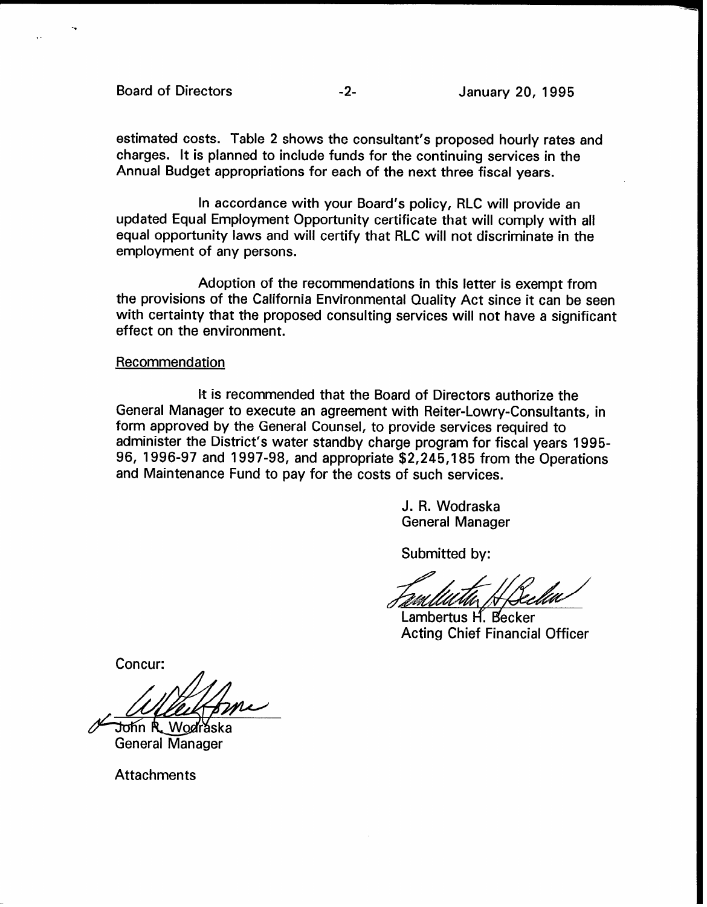estimated costs. Table 2 shows the consultant's proposed hourly rates and charges. It is planned to include funds for the continuing services in the Annual Budget appropriations for each of the next three fiscal years.

In accordance with your Board's policy, RLC will provide an updated Equal Employment Opportunity certificate that will comply with all equal opportunity laws and will certify that RLC will not discriminate in the employment of any persons.

Adoption of the recommendations in this letter is exempt from the provisions of the California Environmental Quality Act since it can be seen with certainty that the proposed consulting services will not have a significant effect on the environment.

Recommendation

It is recommended that the Board of Directors authorize the General Manager to execute an agreement with Reiter-Lowry-Consultants, in form approved by the General Counsel, to provide services required to administer the District's water standby charge program for fiscal years 1995-96, 1996-97 and 1997-98, and appropriate $2,245,185 from the Operations and Maintenance Fund to pay for the costs of such services.

J. R. Wodraska
General Manager

Submitted by:

Lambertus H. Becker
Acting Chief Financial Officer

Concur:

John R. Wodraska
General Manager

Attachments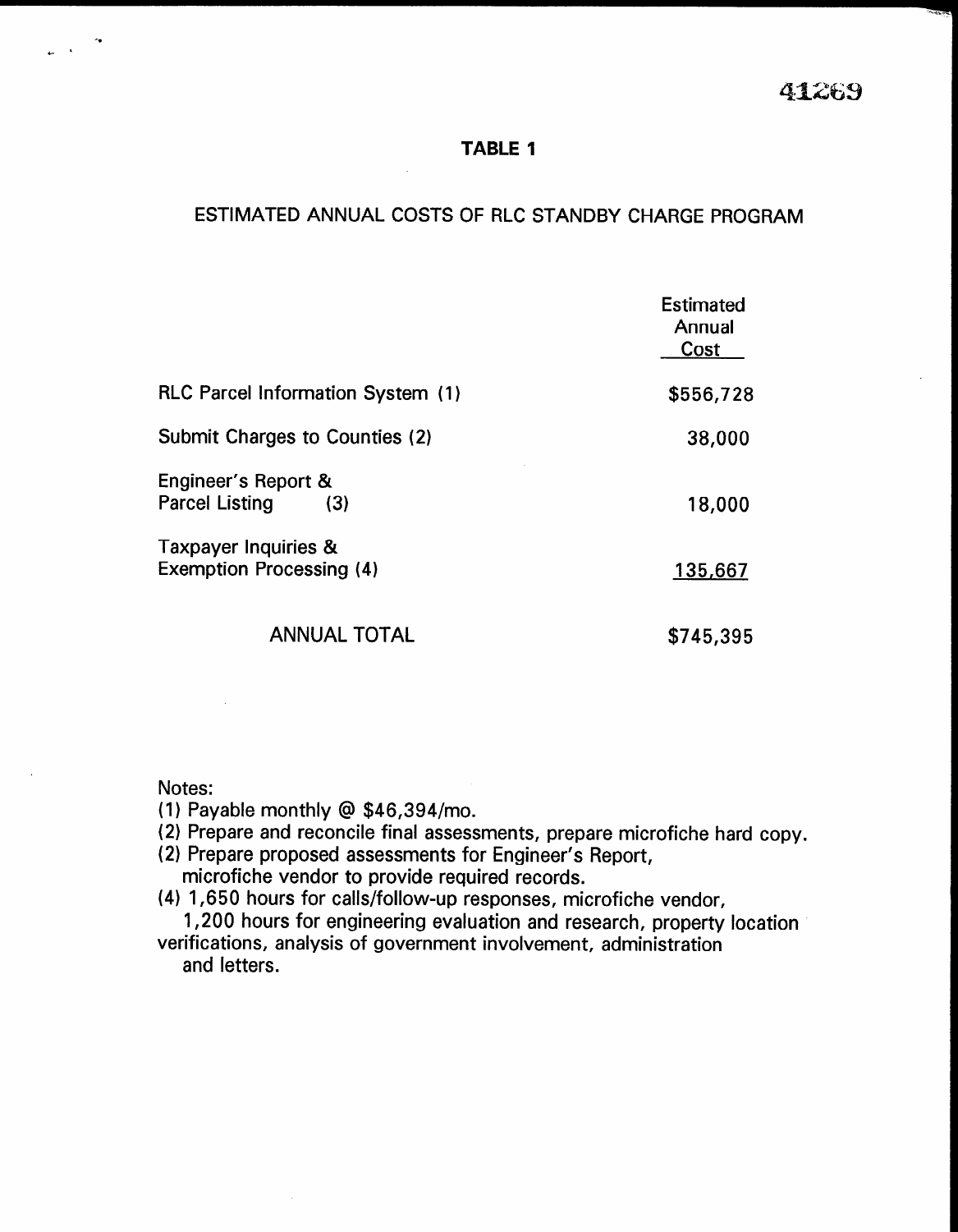41269

**TABLE 1**

ESTIMATED ANNUAL COSTS OF RLC STANDBY CHARGE PROGRAM

| | Estimated Annual Cost |
|---|---|
| RLC Parcel Information System (1) | $556,728 |
| Submit Charges to Counties (2) | 38,000 |
| Engineer's Report & Parcel Listing (3) | 18,000 |
| Taxpayer Inquiries & Exemption Processing (4) | 135,667 |
| ANNUAL TOTAL | $745,395 |

Notes:

(1) Payable monthly @ $46,394/mo.

(2) Prepare and reconcile final assessments, prepare microfiche hard copy.

(2) Prepare proposed assessments for Engineer's Report, microfiche vendor to provide required records.

(4) 1,650 hours for calls/follow-up responses, microfiche vendor, 1,200 hours for engineering evaluation and research, property location verifications, analysis of government involvement, administration and letters.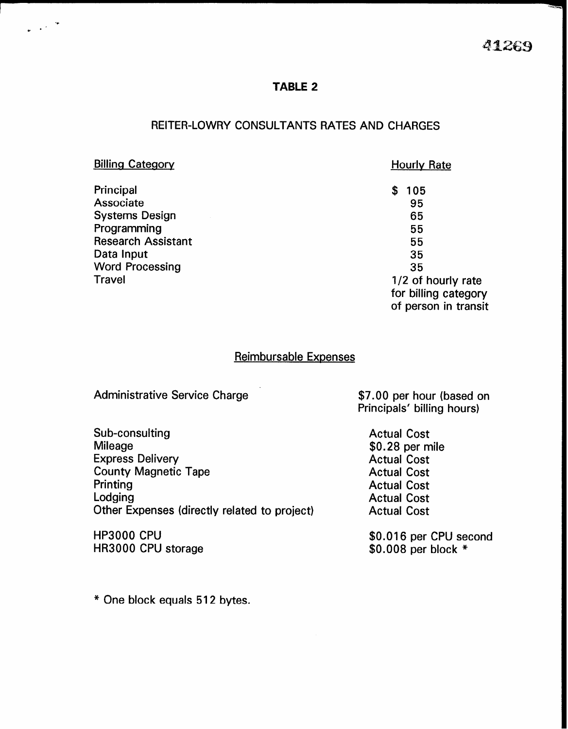41269

## TABLE 2

### REITER-LOWRY CONSULTANTS RATES AND CHARGES

| Billing Category | Hourly Rate |
|---|---|
| Principal | $ 105 |
| Associate | 95 |
| Systems Design | 65 |
| Programming | 55 |
| Research Assistant | 55 |
| Data Input | 35 |
| Word Processing | 35 |
| Travel | 1/2 of hourly rate for billing category of person in transit |

### Reimbursable Expenses

| | |
|---|---|
| Administrative Service Charge | $7.00 per hour (based on Principals' billing hours) |
| Sub-consulting | Actual Cost |
| Mileage | $0.28 per mile |
| Express Delivery | Actual Cost |
| County Magnetic Tape | Actual Cost |
| Printing | Actual Cost |
| Lodging | Actual Cost |
| Other Expenses (directly related to project) | Actual Cost |
| HP3000 CPU | $0.016 per CPU second |
| HR3000 CPU storage | $0.008 per block * |

* One block equals 512 bytes.